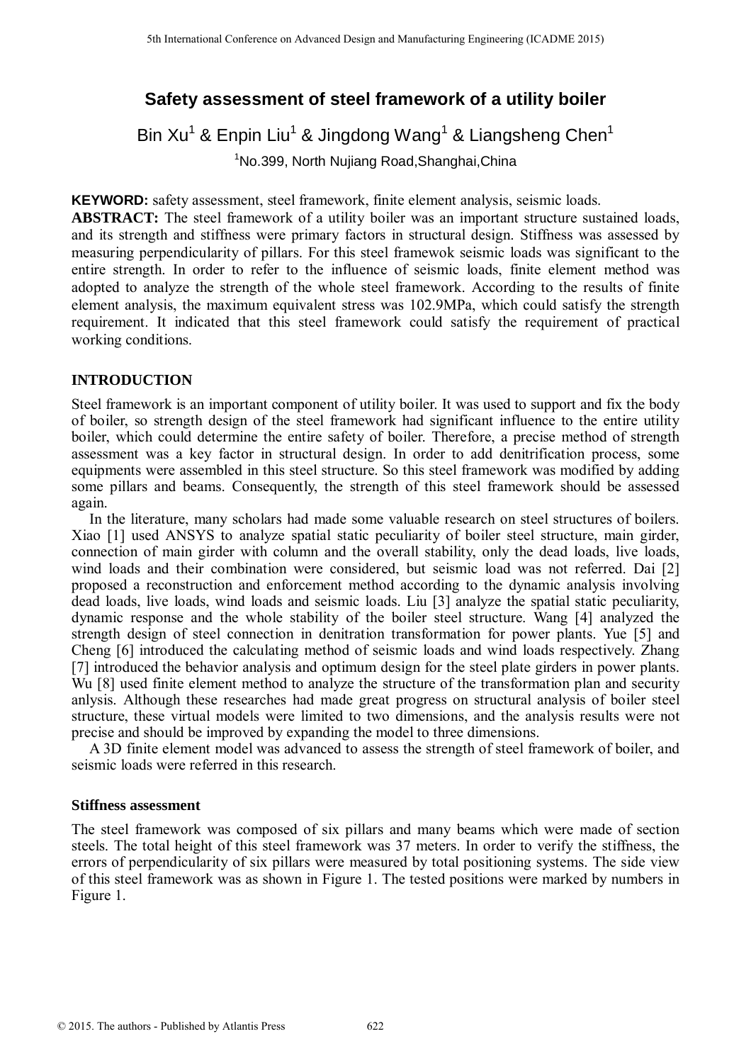# Safety assessment of steel framework of a utility boiler

Bin Xu[1] & Enpin Liu[1] & Jingdong Wang[1] & Liangsheng Chen[1]

[1]No.399, North Nujiang Road,Shanghai,China

**KEYWORD:** safety assessment, steel framework, finite element analysis, seismic loads.

**ABSTRACT:** The steel framework of a utility boiler was an important structure sustained loads, and its strength and stiffness were primary factors in structural design. Stiffness was assessed by measuring perpendicularity of pillars. For this steel framewok seismic loads was significant to the entire strength. In order to refer to the influence of seismic loads, finite element method was adopted to analyze the strength of the whole steel framework. According to the results of finite element analysis, the maximum equivalent stress was 102.9MPa, which could satisfy the strength requirement. It indicated that this steel framework could satisfy the requirement of practical working conditions.

## INTRODUCTION

Steel framework is an important component of utility boiler. It was used to support and fix the body of boiler, so strength design of the steel framework had significant influence to the entire utility boiler, which could determine the entire safety of boiler. Therefore, a precise method of strength assessment was a key factor in structural design. In order to add denitrification process, some equipments were assembled in this steel structure. So this steel framework was modified by adding some pillars and beams. Consequently, the strength of this steel framework should be assessed again.

In the literature, many scholars had made some valuable research on steel structures of boilers. Xiao [1] used ANSYS to analyze spatial static peculiarity of boiler steel structure, main girder, connection of main girder with column and the overall stability, only the dead loads, live loads, wind loads and their combination were considered, but seismic load was not referred. Dai [2] proposed a reconstruction and enforcement method according to the dynamic analysis involving dead loads, live loads, wind loads and seismic loads. Liu [3] analyze the spatial static peculiarity, dynamic response and the whole stability of the boiler steel structure. Wang [4] analyzed the strength design of steel connection in denitration transformation for power plants. Yue [5] and Cheng [6] introduced the calculating method of seismic loads and wind loads respectively. Zhang [7] introduced the behavior analysis and optimum design for the steel plate girders in power plants. Wu [8] used finite element method to analyze the structure of the transformation plan and security anlysis. Although these researches had made great progress on structural analysis of boiler steel structure, these virtual models were limited to two dimensions, and the analysis results were not precise and should be improved by expanding the model to three dimensions.

A 3D finite element model was advanced to assess the strength of steel framework of boiler, and seismic loads were referred in this research.

### Stiffness assessment

The steel framework was composed of six pillars and many beams which were made of section steels. The total height of this steel framework was 37 meters. In order to verify the stiffness, the errors of perpendicularity of six pillars were measured by total positioning systems. The side view of this steel framework was as shown in Figure 1. The tested positions were marked by numbers in Figure 1.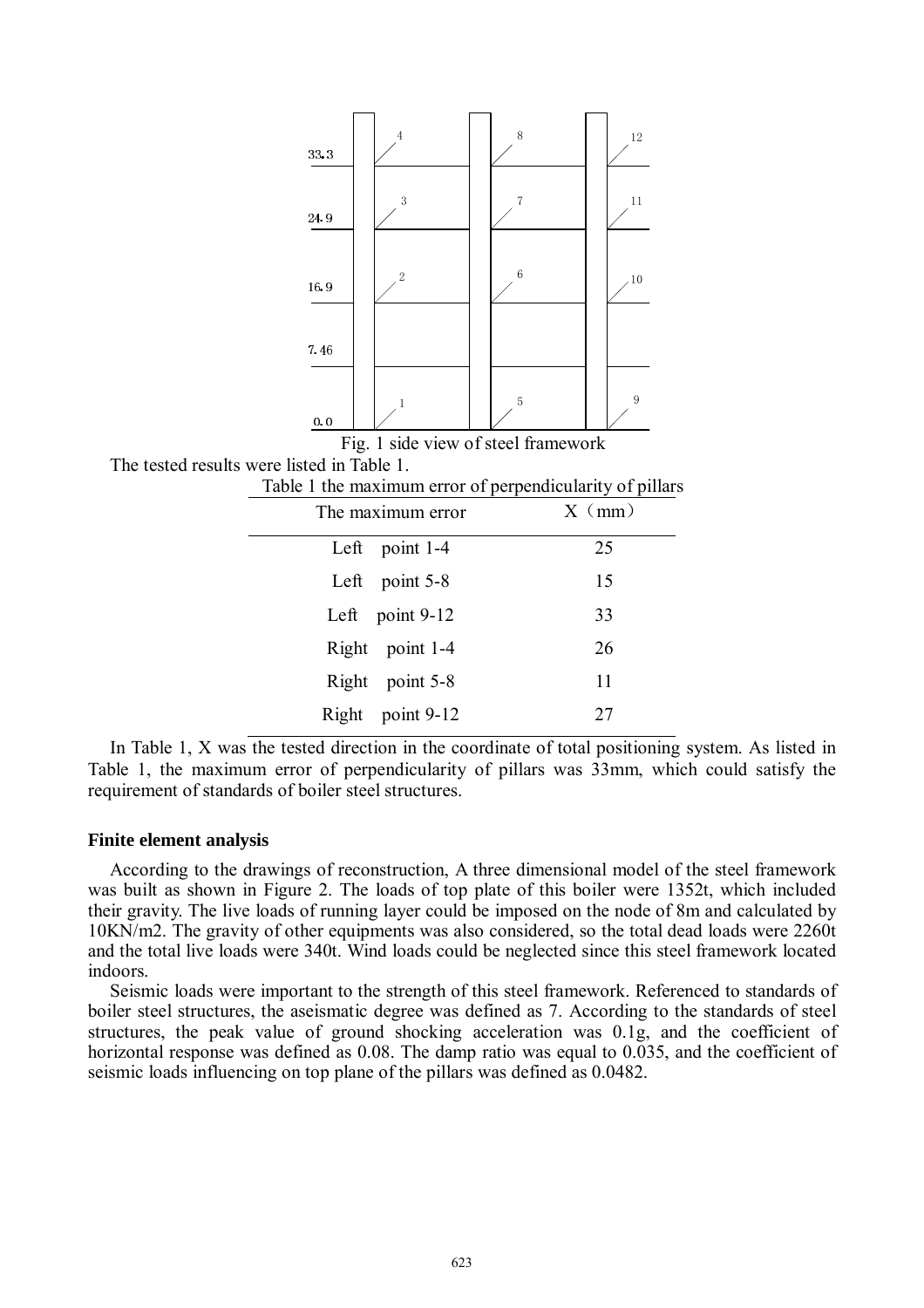Fig. 1 side view of steel framework

The tested results were listed in Table 1.

Table 1 the maximum error of perpendicularity of pillars

| The maximum error | X（mm） |
|---|---|
| Left point 1-4 | 25 |
| Left point 5-8 | 15 |
| Left point 9-12 | 33 |
| Right point 1-4 | 26 |
| Right point 5-8 | 11 |
| Right point 9-12 | 27 |

In Table 1, X was the tested direction in the coordinate of total positioning system. As listed in Table 1, the maximum error of perpendicularity of pillars was 33mm, which could satisfy the requirement of standards of boiler steel structures.

**Finite element analysis**

According to the drawings of reconstruction, A three dimensional model of the steel framework was built as shown in Figure 2. The loads of top plate of this boiler were 1352t, which included their gravity. The live loads of running layer could be imposed on the node of 8m and calculated by 10KN/m2. The gravity of other equipments was also considered, so the total dead loads were 2260t and the total live loads were 340t. Wind loads could be neglected since this steel framework located indoors.

Seismic loads were important to the strength of this steel framework. Referenced to standards of boiler steel structures, the aseismatic degree was defined as 7. According to the standards of steel structures, the peak value of ground shocking acceleration was 0.1g, and the coefficient of horizontal response was defined as 0.08. The damp ratio was equal to 0.035, and the coefficient of seismic loads influencing on top plane of the pillars was defined as 0.0482.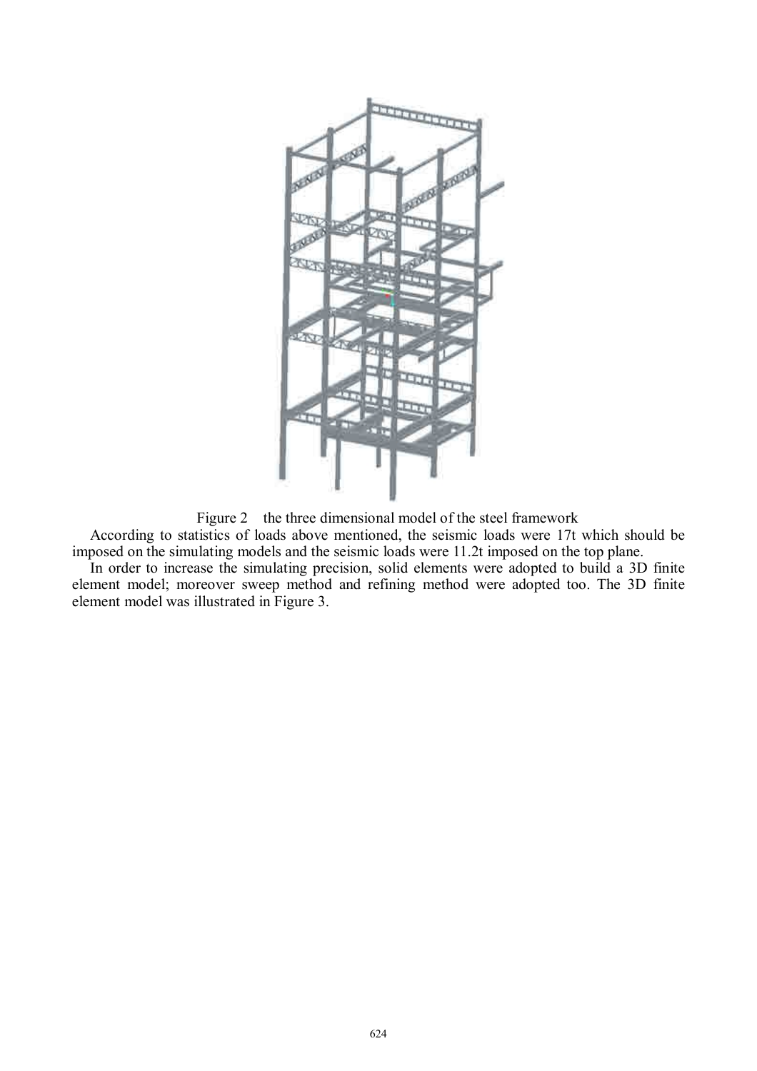Figure 2 the three dimensional model of the steel framework

According to statistics of loads above mentioned, the seismic loads were 17t which should be imposed on the simulating models and the seismic loads were 11.2t imposed on the top plane.

In order to increase the simulating precision, solid elements were adopted to build a 3D finite element model; moreover sweep method and refining method were adopted too. The 3D finite element model was illustrated in Figure 3.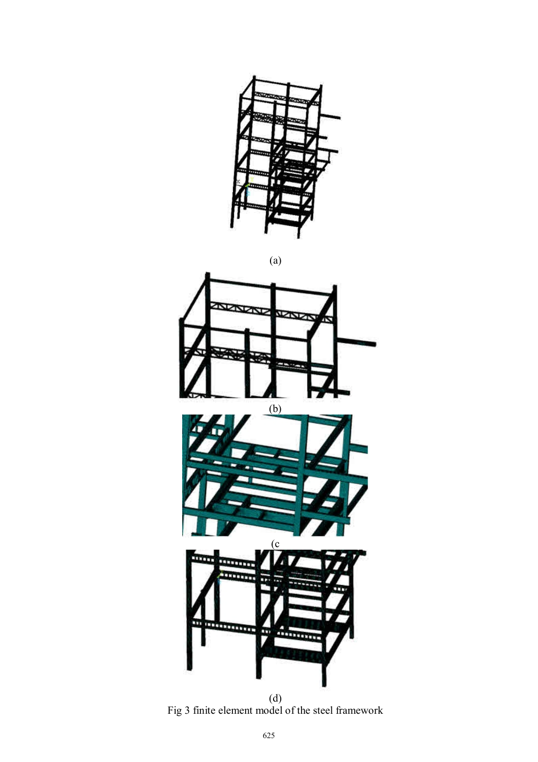(a)

(b)

(c

(d)

Fig 3 finite element model of the steel framework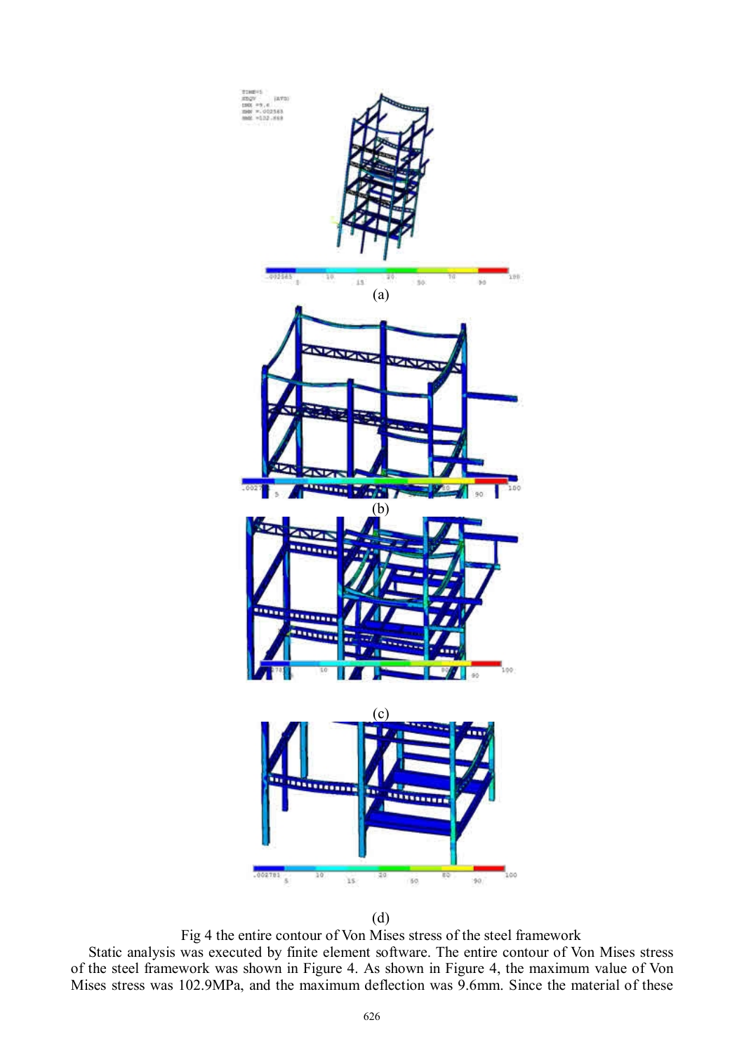(a)

(b)

(c)

(d)

Fig 4 the entire contour of Von Mises stress of the steel framework

Static analysis was executed by finite element software. The entire contour of Von Mises stress of the steel framework was shown in Figure 4. As shown in Figure 4, the maximum value of Von Mises stress was 102.9MPa, and the maximum deflection was 9.6mm. Since the material of these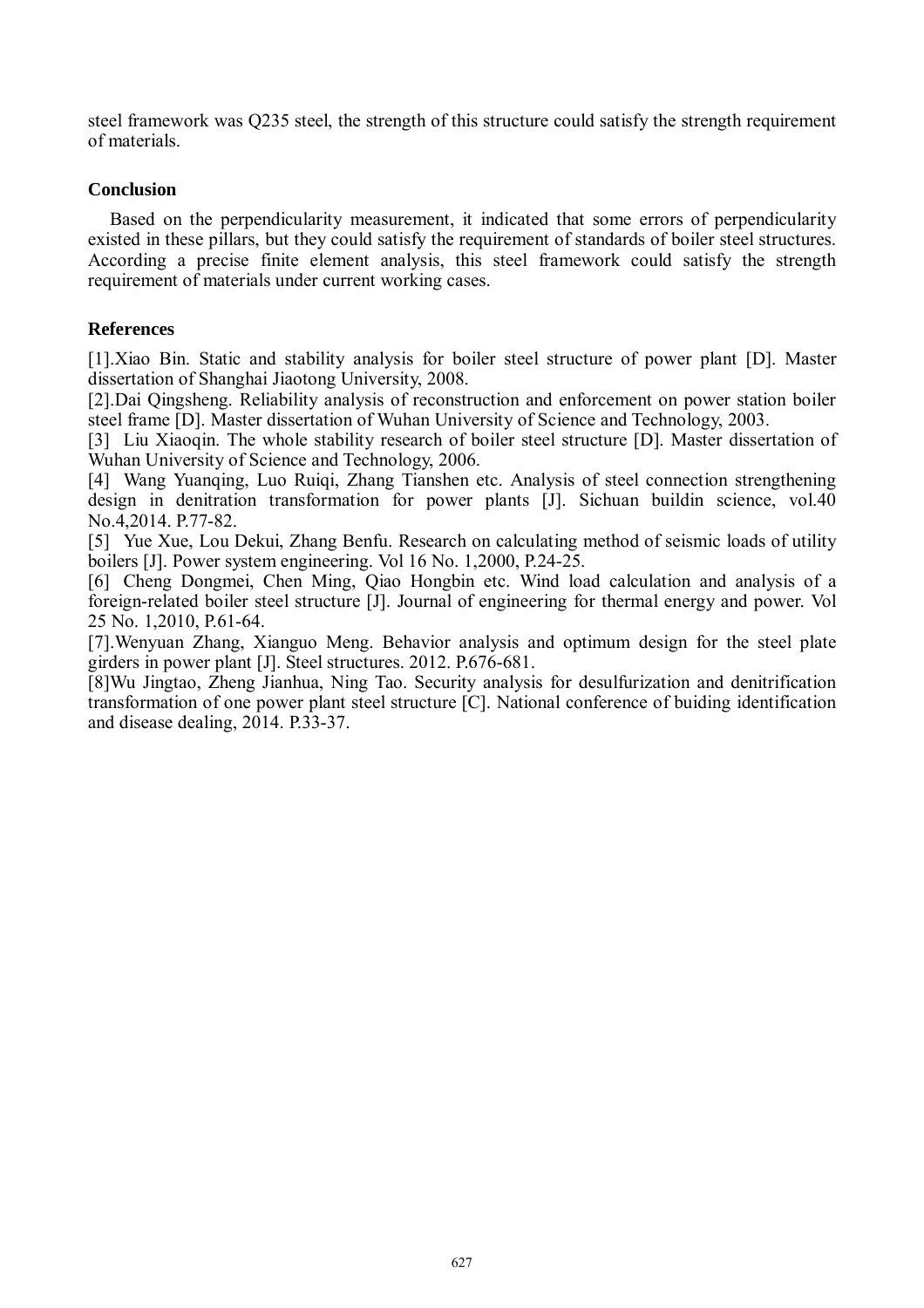steel framework was Q235 steel, the strength of this structure could satisfy the strength requirement of materials.

## Conclusion

Based on the perpendicularity measurement, it indicated that some errors of perpendicularity existed in these pillars, but they could satisfy the requirement of standards of boiler steel structures. According a precise finite element analysis, this steel framework could satisfy the strength requirement of materials under current working cases.

## References

[1].Xiao Bin. Static and stability analysis for boiler steel structure of power plant [D]. Master dissertation of Shanghai Jiaotong University, 2008.

[2].Dai Qingsheng. Reliability analysis of reconstruction and enforcement on power station boiler steel frame [D]. Master dissertation of Wuhan University of Science and Technology, 2003.

[3] Liu Xiaoqin. The whole stability research of boiler steel structure [D]. Master dissertation of Wuhan University of Science and Technology, 2006.

[4] Wang Yuanqing, Luo Ruiqi, Zhang Tianshen etc. Analysis of steel connection strengthening design in denitration transformation for power plants [J]. Sichuan buildin science, vol.40 No.4,2014. P.77-82.

[5] Yue Xue, Lou Dekui, Zhang Benfu. Research on calculating method of seismic loads of utility boilers [J]. Power system engineering. Vol 16 No. 1,2000, P.24-25.

[6] Cheng Dongmei, Chen Ming, Qiao Hongbin etc. Wind load calculation and analysis of a foreign-related boiler steel structure [J]. Journal of engineering for thermal energy and power. Vol 25 No. 1,2010, P.61-64.

[7].Wenyuan Zhang, Xianguo Meng. Behavior analysis and optimum design for the steel plate girders in power plant [J]. Steel structures. 2012. P.676-681.

[8]Wu Jingtao, Zheng Jianhua, Ning Tao. Security analysis for desulfurization and denitrification transformation of one power plant steel structure [C]. National conference of buiding identification and disease dealing, 2014. P.33-37.